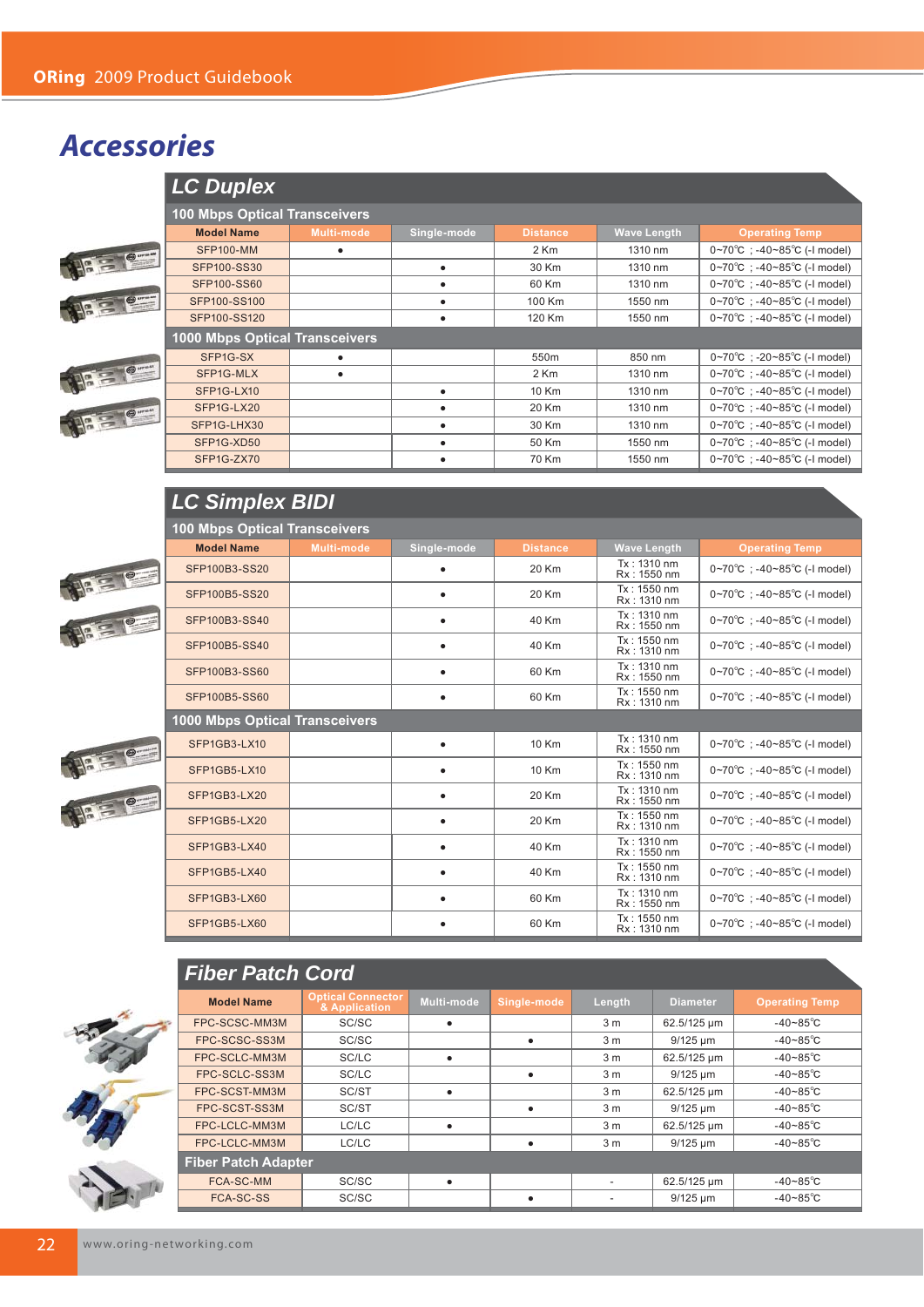# Accessories

## LC Duplex

### 100 Mbps Optical Transceivers

| Model Name | Multi-mode | Single-mode | Distance | Wave Length | Operating Temp |
|---|---|---|---|---|---|
| SFP100-MM | • | | 2 Km | 1310 nm | 0~70℃ ; -40~85℃ (-I model) |
| SFP100-SS30 | | • | 30 Km | 1310 nm | 0~70℃ ; -40~85℃ (-I model) |
| SFP100-SS60 | | • | 60 Km | 1310 nm | 0~70℃ ; -40~85℃ (-I model) |
| SFP100-SS100 | | • | 100 Km | 1550 nm | 0~70℃ ; -40~85℃ (-I model) |
| SFP100-SS120 | | • | 120 Km | 1550 nm | 0~70℃ ; -40~85℃ (-I model) |

### 1000 Mbps Optical Transceivers

| Model Name | Multi-mode | Single-mode | Distance | Wave Length | Operating Temp |
|---|---|---|---|---|---|
| SFP1G-SX | • | | 550m | 850 nm | 0~70℃ ; -20~85℃ (-I model) |
| SFP1G-MLX | • | | 2 Km | 1310 nm | 0~70℃ ; -40~85℃ (-I model) |
| SFP1G-LX10 | | • | 10 Km | 1310 nm | 0~70℃ ; -40~85℃ (-I model) |
| SFP1G-LX20 | | • | 20 Km | 1310 nm | 0~70℃ ; -40~85℃ (-I model) |
| SFP1G-LHX30 | | • | 30 Km | 1310 nm | 0~70℃ ; -40~85℃ (-I model) |
| SFP1G-XD50 | | • | 50 Km | 1550 nm | 0~70℃ ; -40~85℃ (-I model) |
| SFP1G-ZX70 | | • | 70 Km | 1550 nm | 0~70℃ ; -40~85℃ (-I model) |

## LC Simplex BIDI

### 100 Mbps Optical Transceivers

| Model Name | Multi-mode | Single-mode | Distance | Wave Length | Operating Temp |
|---|---|---|---|---|---|
| SFP100B3-SS20 | | • | 20 Km | Tx : 1310 nm Rx : 1550 nm | 0~70℃ ; -40~85℃ (-I model) |
| SFP100B5-SS20 | | • | 20 Km | Tx : 1550 nm Rx : 1310 nm | 0~70℃ ; -40~85℃ (-I model) |
| SFP100B3-SS40 | | • | 40 Km | Tx : 1310 nm Rx : 1550 nm | 0~70℃ ; -40~85℃ (-I model) |
| SFP100B5-SS40 | | • | 40 Km | Tx : 1550 nm Rx : 1310 nm | 0~70℃ ; -40~85℃ (-I model) |
| SFP100B3-SS60 | | • | 60 Km | Tx : 1310 nm Rx : 1550 nm | 0~70℃ ; -40~85℃ (-I model) |
| SFP100B5-SS60 | | • | 60 Km | Tx : 1550 nm Rx : 1310 nm | 0~70℃ ; -40~85℃ (-I model) |

### 1000 Mbps Optical Transceivers

| Model Name | Multi-mode | Single-mode | Distance | Wave Length | Operating Temp |
|---|---|---|---|---|---|
| SFP1GB3-LX10 | | • | 10 Km | Tx : 1310 nm Rx : 1550 nm | 0~70℃ ; -40~85℃ (-I model) |
| SFP1GB5-LX10 | | • | 10 Km | Tx : 1550 nm Rx : 1310 nm | 0~70℃ ; -40~85℃ (-I model) |
| SFP1GB3-LX20 | | • | 20 Km | Tx : 1310 nm Rx : 1550 nm | 0~70℃ ; -40~85℃ (-I model) |
| SFP1GB5-LX20 | | • | 20 Km | Tx : 1550 nm Rx : 1310 nm | 0~70℃ ; -40~85℃ (-I model) |
| SFP1GB3-LX40 | | • | 40 Km | Tx : 1310 nm Rx : 1550 nm | 0~70℃ ; -40~85℃ (-I model) |
| SFP1GB5-LX40 | | • | 40 Km | Tx : 1550 nm Rx : 1310 nm | 0~70℃ ; -40~85℃ (-I model) |
| SFP1GB3-LX60 | | • | 60 Km | Tx : 1310 nm Rx : 1550 nm | 0~70℃ ; -40~85℃ (-I model) |
| SFP1GB5-LX60 | | • | 60 Km | Tx : 1550 nm Rx : 1310 nm | 0~70℃ ; -40~85℃ (-I model) |

## Fiber Patch Cord

| Model Name | Optical Connector & Application | Multi-mode | Single-mode | Length | Diameter | Operating Temp |
|---|---|---|---|---|---|---|
| FPC-SCSC-MM3M | SC/SC | • | | 3 m | 62.5/125 μm | -40~85℃ |
| FPC-SCSC-SS3M | SC/SC | | • | 3 m | 9/125 μm | -40~85℃ |
| FPC-SCLC-MM3M | SC/LC | • | | 3 m | 62.5/125 μm | -40~85℃ |
| FPC-SCLC-SS3M | SC/LC | | • | 3 m | 9/125 μm | -40~85℃ |
| FPC-SCST-MM3M | SC/ST | • | | 3 m | 62.5/125 μm | -40~85℃ |
| FPC-SCST-SS3M | SC/ST | | • | 3 m | 9/125 μm | -40~85℃ |
| FPC-LCLC-MM3M | LC/LC | • | | 3 m | 62.5/125 μm | -40~85℃ |
| FPC-LCLC-MM3M | LC/LC | | • | 3 m | 9/125 μm | -40~85℃ |

### Fiber Patch Adapter

| Model Name | Optical Connector & Application | Multi-mode | Single-mode | Length | Diameter | Operating Temp |
|---|---|---|---|---|---|---|
| FCA-SC-MM | SC/SC | • | | - | 62.5/125 μm | -40~85℃ |
| FCA-SC-SS | SC/SC | | • | - | 9/125 μm | -40~85℃ |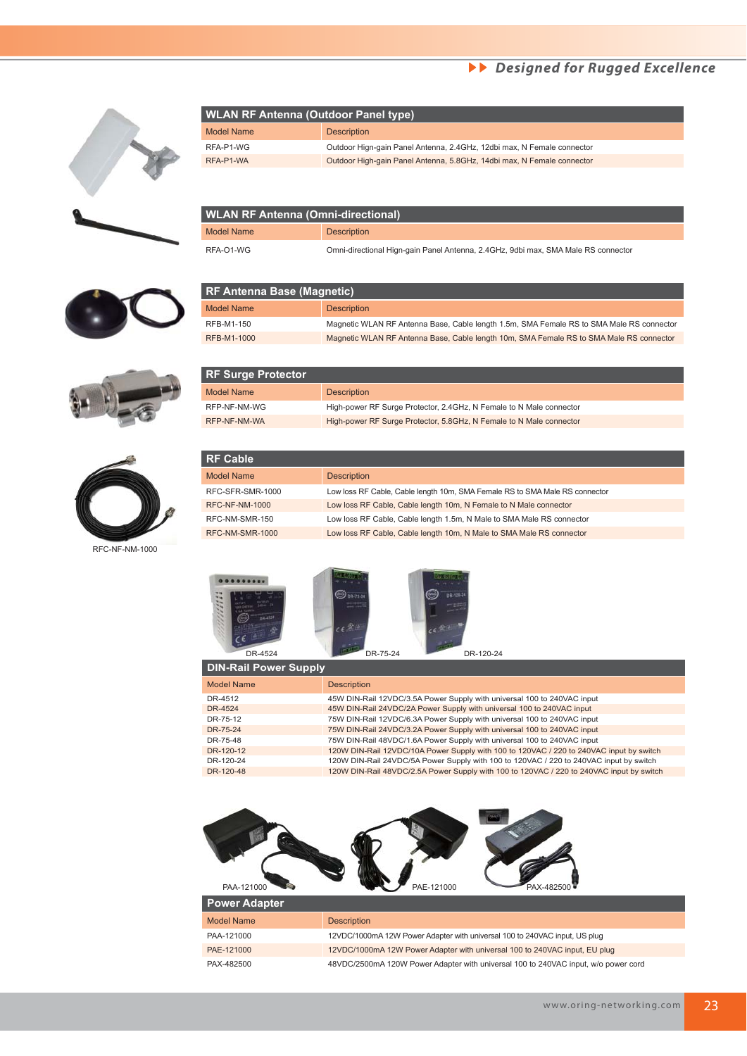## WLAN RF Antenna (Outdoor Panel type)

| Model Name | Description |
|---|---|
| RFA-P1-WG | Outdoor High-gain Panel Antenna, 2.4GHz, 12dbi max, N Female connector |
| RFA-P1-WA | Outdoor High-gain Panel Antenna, 5.8GHz, 14dbi max, N Female connector |

## WLAN RF Antenna (Omni-directional)

| Model Name | Description |
|---|---|
| RFA-O1-WG | Omni-directional High-gain Panel Antenna, 2.4GHz, 9dbi max, SMA Male RS connector |

## RF Antenna Base (Magnetic)

| Model Name | Description |
|---|---|
| RFB-M1-150 | Magnetic WLAN RF Antenna Base, Cable length 1.5m, SMA Female RS to SMA Male RS connector |
| RFB-M1-1000 | Magnetic WLAN RF Antenna Base, Cable length 10m, SMA Female RS to SMA Male RS connector |

## RF Surge Protector

| Model Name | Description |
|---|---|
| RFP-NF-NM-WG | High-power RF Surge Protector, 2.4GHz, N Female to N Male connector |
| RFP-NF-NM-WA | High-power RF Surge Protector, 5.8GHz, N Female to N Male connector |

## RF Cable

RFC-NF-NM-1000

| Model Name | Description |
|---|---|
| RFC-SFR-SMR-1000 | Low loss RF Cable, Cable length 10m, SMA Female RS to SMA Male RS connector |
| RFC-NF-NM-1000 | Low loss RF Cable, Cable length 10m, N Female to N Male connector |
| RFC-NM-SMR-150 | Low loss RF Cable, Cable length 1.5m, N Male to SMA Male RS connector |
| RFC-NM-SMR-1000 | Low loss RF Cable, Cable length 10m, N Male to SMA Male RS connector |

DR-4524 DR-75-24 DR-120-24

## DIN-Rail Power Supply

| Model Name | Description |
|---|---|
| DR-4512 | 45W DIN-Rail 12VDC/3.5A Power Supply with universal 100 to 240VAC input |
| DR-4524 | 45W DIN-Rail 24VDC/2A Power Supply with universal 100 to 240VAC input |
| DR-75-12 | 75W DIN-Rail 12VDC/6.3A Power Supply with universal 100 to 240VAC input |
| DR-75-24 | 75W DIN-Rail 24VDC/3.2A Power Supply with universal 100 to 240VAC input |
| DR-75-48 | 75W DIN-Rail 48VDC/1.6A Power Supply with universal 100 to 240VAC input |
| DR-120-12 | 120W DIN-Rail 12VDC/10A Power Supply with 100 to 120VAC / 220 to 240VAC input by switch |
| DR-120-24 | 120W DIN-Rail 24VDC/5A Power Supply with 100 to 120VAC / 220 to 240VAC input by switch |
| DR-120-48 | 120W DIN-Rail 48VDC/2.5A Power Supply with 100 to 120VAC / 220 to 240VAC input by switch |

PAA-121000 PAE-121000 PAX-482500

## Power Adapter

| Model Name | Description |
|---|---|
| PAA-121000 | 12VDC/1000mA 12W Power Adapter with universal 100 to 240VAC input, US plug |
| PAE-121000 | 12VDC/1000mA 12W Power Adapter with universal 100 to 240VAC input, EU plug |
| PAX-482500 | 48VDC/2500mA 120W Power Adapter with universal 100 to 240VAC input, w/o power cord |